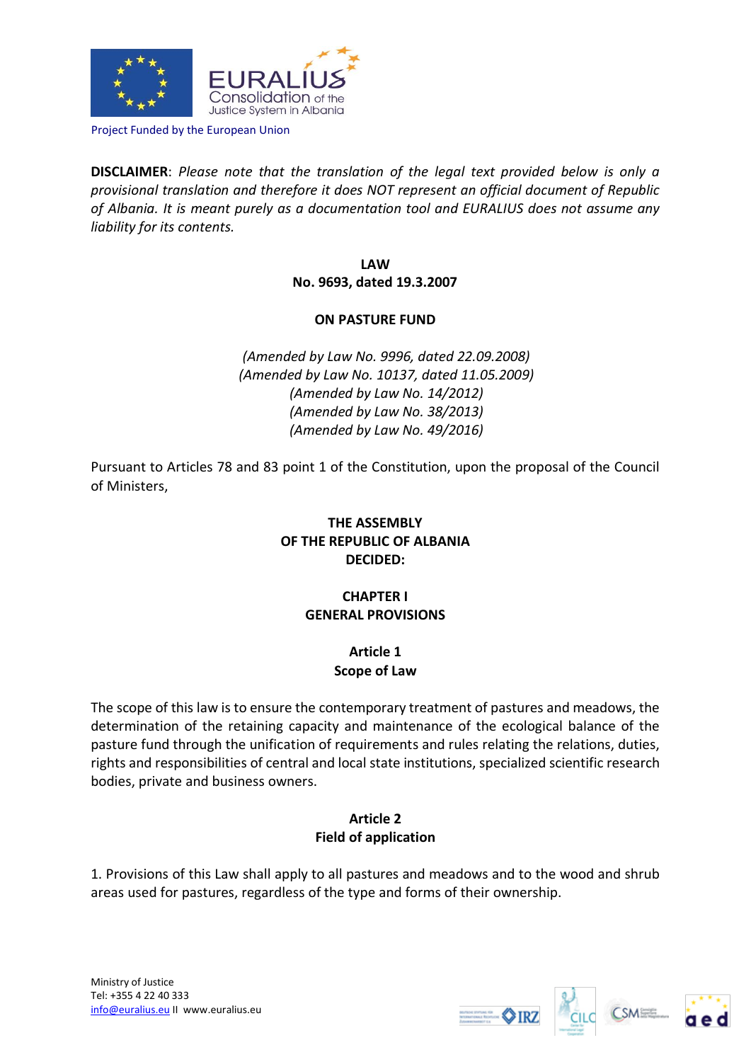Project Funded by the European Union

**DISCLAIMER**: *Please note that the translation of the legal text provided below is only a provisional translation and therefore it does NOT represent an official document of Republic of Albania. It is meant purely as a documentation tool and EURALIUS does not assume any liability for its contents.*

# LAW
# No. 9693, dated 19.3.2007

# ON PASTURE FUND

*(Amended by Law No. 9996, dated 22.09.2008)*
*(Amended by Law No. 10137, dated 11.05.2009)*
*(Amended by Law No. 14/2012)*
*(Amended by Law No. 38/2013)*
*(Amended by Law No. 49/2016)*

Pursuant to Articles 78 and 83 point 1 of the Constitution, upon the proposal of the Council of Ministers,

**THE ASSEMBLY**
**OF THE REPUBLIC OF ALBANIA**
**DECIDED:**

## CHAPTER I
## GENERAL PROVISIONS

### Article 1
### Scope of Law

The scope of this law is to ensure the contemporary treatment of pastures and meadows, the determination of the retaining capacity and maintenance of the ecological balance of the pasture fund through the unification of requirements and rules relating the relations, duties, rights and responsibilities of central and local state institutions, specialized scientific research bodies, private and business owners.

### Article 2
### Field of application

1. Provisions of this Law shall apply to all pastures and meadows and to the wood and shrub areas used for pastures, regardless of the type and forms of their ownership.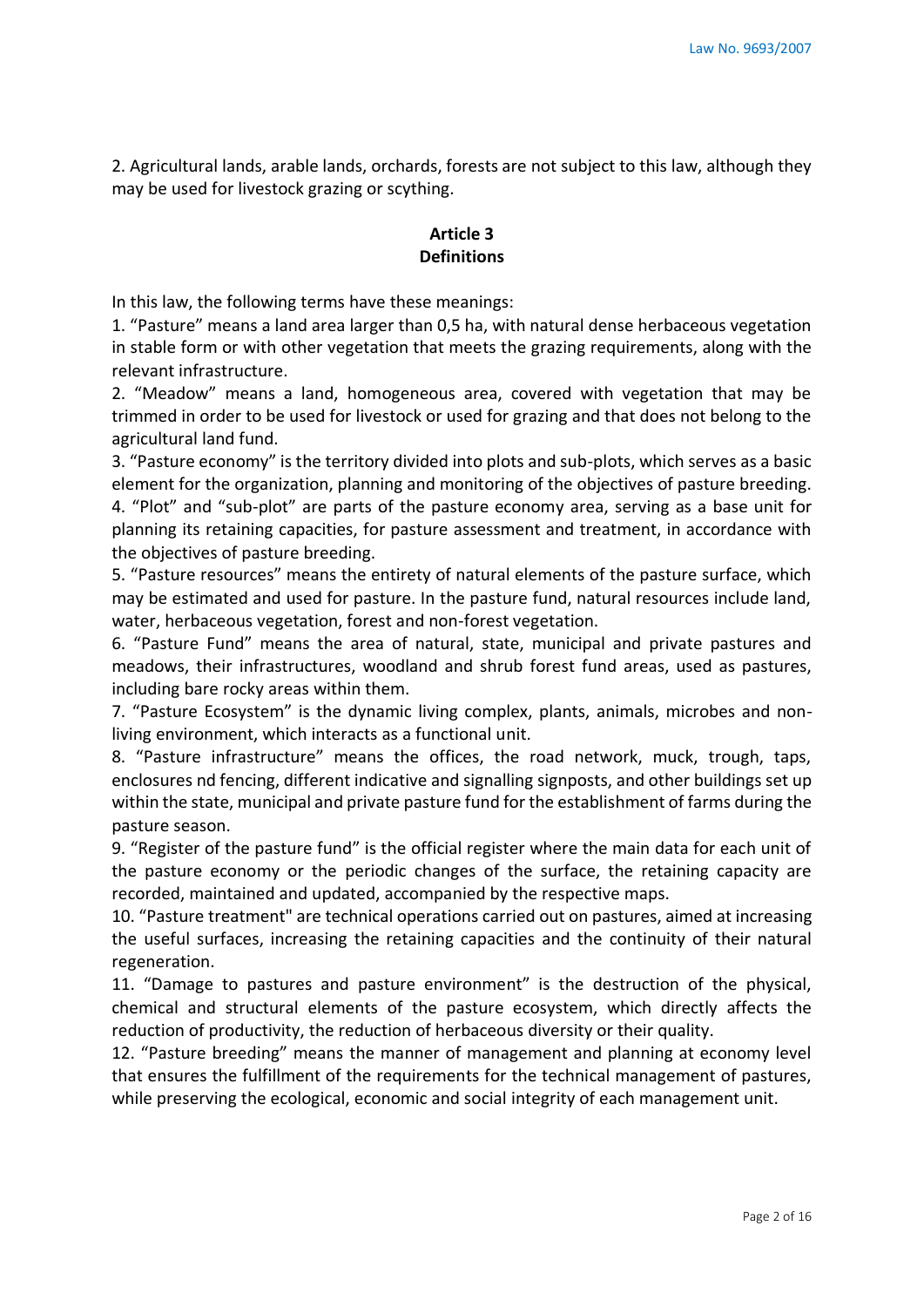2. Agricultural lands, arable lands, orchards, forests are not subject to this law, although they may be used for livestock grazing or scything.

## Article 3
## Definitions

In this law, the following terms have these meanings:

1. "Pasture" means a land area larger than 0,5 ha, with natural dense herbaceous vegetation in stable form or with other vegetation that meets the grazing requirements, along with the relevant infrastructure.
2. "Meadow" means a land, homogeneous area, covered with vegetation that may be trimmed in order to be used for livestock or used for grazing and that does not belong to the agricultural land fund.
3. "Pasture economy" is the territory divided into plots and sub-plots, which serves as a basic element for the organization, planning and monitoring of the objectives of pasture breeding.
4. "Plot" and "sub-plot" are parts of the pasture economy area, serving as a base unit for planning its retaining capacities, for pasture assessment and treatment, in accordance with the objectives of pasture breeding.
5. "Pasture resources" means the entirety of natural elements of the pasture surface, which may be estimated and used for pasture. In the pasture fund, natural resources include land, water, herbaceous vegetation, forest and non-forest vegetation.
6. "Pasture Fund" means the area of natural, state, municipal and private pastures and meadows, their infrastructures, woodland and shrub forest fund areas, used as pastures, including bare rocky areas within them.
7. "Pasture Ecosystem" is the dynamic living complex, plants, animals, microbes and non-living environment, which interacts as a functional unit.
8. "Pasture infrastructure" means the offices, the road network, muck, trough, taps, enclosures nd fencing, different indicative and signalling signposts, and other buildings set up within the state, municipal and private pasture fund for the establishment of farms during the pasture season.
9. "Register of the pasture fund" is the official register where the main data for each unit of the pasture economy or the periodic changes of the surface, the retaining capacity are recorded, maintained and updated, accompanied by the respective maps.
10. "Pasture treatment" are technical operations carried out on pastures, aimed at increasing the useful surfaces, increasing the retaining capacities and the continuity of their natural regeneration.
11. "Damage to pastures and pasture environment" is the destruction of the physical, chemical and structural elements of the pasture ecosystem, which directly affects the reduction of productivity, the reduction of herbaceous diversity or their quality.
12. "Pasture breeding" means the manner of management and planning at economy level that ensures the fulfillment of the requirements for the technical management of pastures, while preserving the ecological, economic and social integrity of each management unit.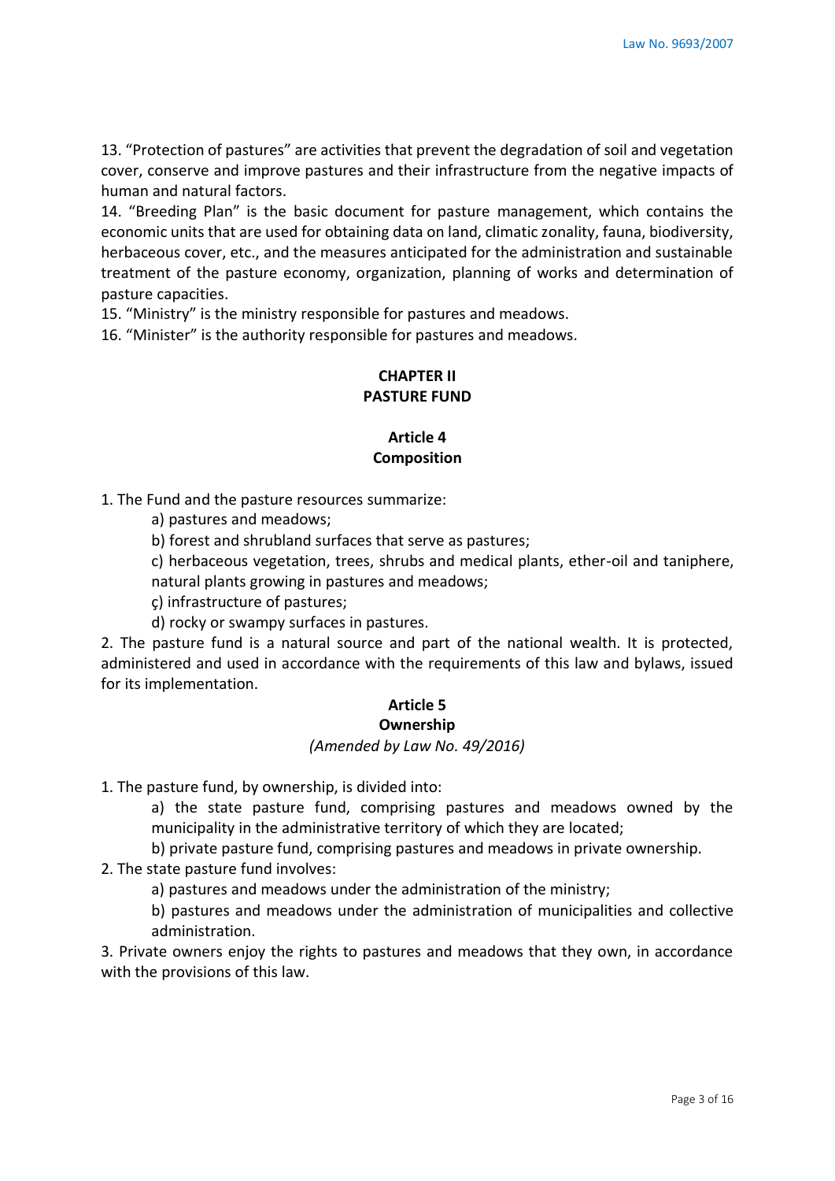13. "Protection of pastures" are activities that prevent the degradation of soil and vegetation cover, conserve and improve pastures and their infrastructure from the negative impacts of human and natural factors.

14. "Breeding Plan" is the basic document for pasture management, which contains the economic units that are used for obtaining data on land, climatic zonality, fauna, biodiversity, herbaceous cover, etc., and the measures anticipated for the administration and sustainable treatment of the pasture economy, organization, planning of works and determination of pasture capacities.

15. "Ministry" is the ministry responsible for pastures and meadows.

16. "Minister" is the authority responsible for pastures and meadows.

## CHAPTER II
## PASTURE FUND

### Article 4
### Composition

1. The Fund and the pasture resources summarize:
   - a) pastures and meadows;
   - b) forest and shrubland surfaces that serve as pastures;
   - c) herbaceous vegetation, trees, shrubs and medical plants, ether-oil and taniphere, natural plants growing in pastures and meadows;
   - ç) infrastructure of pastures;
   - d) rocky or swampy surfaces in pastures.

2. The pasture fund is a natural source and part of the national wealth. It is protected, administered and used in accordance with the requirements of this law and bylaws, issued for its implementation.

### Article 5
### Ownership

*(Amended by Law No. 49/2016)*

1. The pasture fund, by ownership, is divided into:
   - a) the state pasture fund, comprising pastures and meadows owned by the municipality in the administrative territory of which they are located;
   - b) private pasture fund, comprising pastures and meadows in private ownership.

2. The state pasture fund involves:
   - a) pastures and meadows under the administration of the ministry;
   - b) pastures and meadows under the administration of municipalities and collective administration.

3. Private owners enjoy the rights to pastures and meadows that they own, in accordance with the provisions of this law.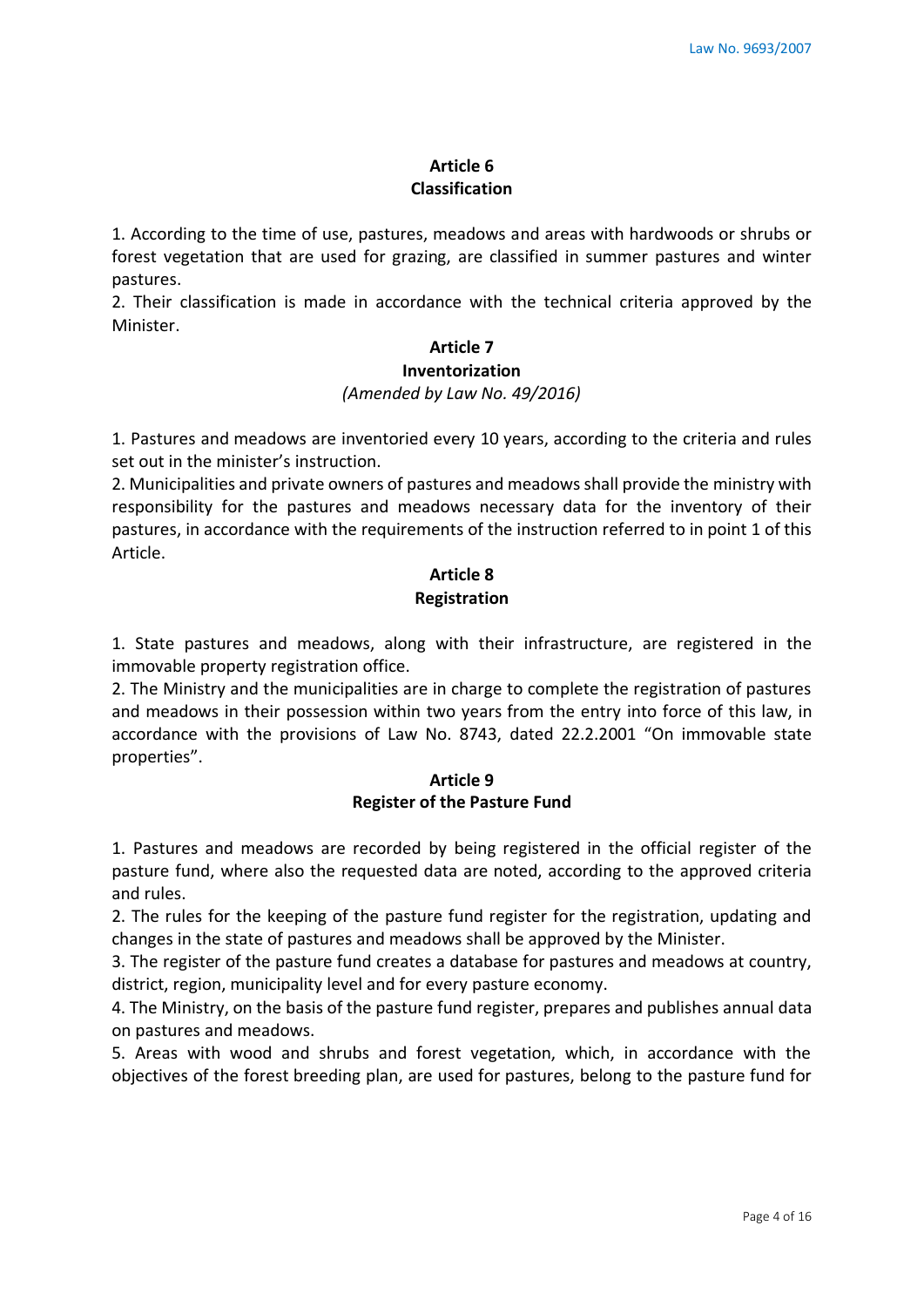## Article 6
## Classification

1. According to the time of use, pastures, meadows and areas with hardwoods or shrubs or forest vegetation that are used for grazing, are classified in summer pastures and winter pastures.
2. Their classification is made in accordance with the technical criteria approved by the Minister.

## Article 7
## Inventorization

*(Amended by Law No. 49/2016)*

1. Pastures and meadows are inventoried every 10 years, according to the criteria and rules set out in the minister's instruction.
2. Municipalities and private owners of pastures and meadows shall provide the ministry with responsibility for the pastures and meadows necessary data for the inventory of their pastures, in accordance with the requirements of the instruction referred to in point 1 of this Article.

## Article 8
## Registration

1. State pastures and meadows, along with their infrastructure, are registered in the immovable property registration office.
2. The Ministry and the municipalities are in charge to complete the registration of pastures and meadows in their possession within two years from the entry into force of this law, in accordance with the provisions of Law No. 8743, dated 22.2.2001 "On immovable state properties".

## Article 9
## Register of the Pasture Fund

1. Pastures and meadows are recorded by being registered in the official register of the pasture fund, where also the requested data are noted, according to the approved criteria and rules.
2. The rules for the keeping of the pasture fund register for the registration, updating and changes in the state of pastures and meadows shall be approved by the Minister.
3. The register of the pasture fund creates a database for pastures and meadows at country, district, region, municipality level and for every pasture economy.
4. The Ministry, on the basis of the pasture fund register, prepares and publishes annual data on pastures and meadows.
5. Areas with wood and shrubs and forest vegetation, which, in accordance with the objectives of the forest breeding plan, are used for pastures, belong to the pasture fund for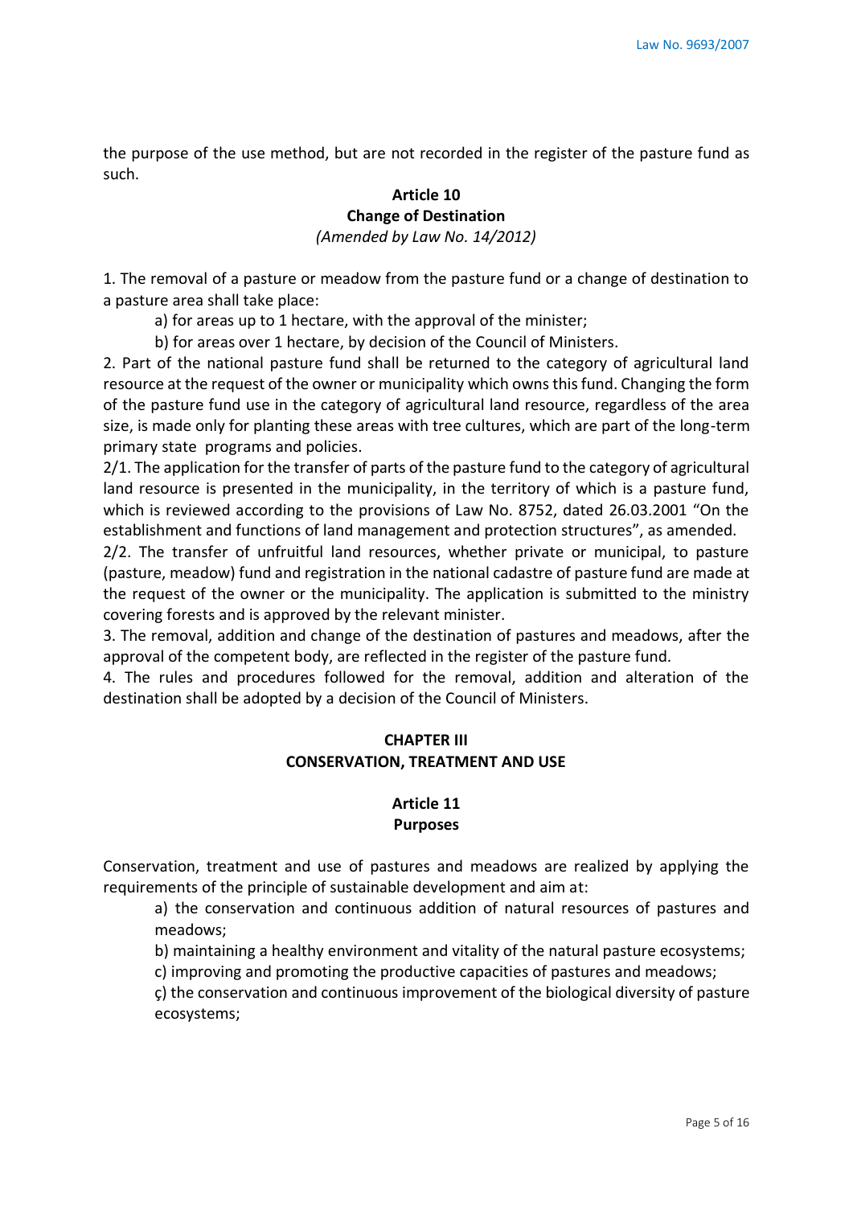the purpose of the use method, but are not recorded in the register of the pasture fund as such.

## Article 10
## Change of Destination
*(Amended by Law No. 14/2012)*

1. The removal of a pasture or meadow from the pasture fund or a change of destination to a pasture area shall take place:

   a) for areas up to 1 hectare, with the approval of the minister;

   b) for areas over 1 hectare, by decision of the Council of Ministers.

2. Part of the national pasture fund shall be returned to the category of agricultural land resource at the request of the owner or municipality which owns this fund. Changing the form of the pasture fund use in the category of agricultural land resource, regardless of the area size, is made only for planting these areas with tree cultures, which are part of the long-term primary state programs and policies.

2/1. The application for the transfer of parts of the pasture fund to the category of agricultural land resource is presented in the municipality, in the territory of which is a pasture fund, which is reviewed according to the provisions of Law No. 8752, dated 26.03.2001 "On the establishment and functions of land management and protection structures", as amended.

2/2. The transfer of unfruitful land resources, whether private or municipal, to pasture (pasture, meadow) fund and registration in the national cadastre of pasture fund are made at the request of the owner or the municipality. The application is submitted to the ministry covering forests and is approved by the relevant minister.

3. The removal, addition and change of the destination of pastures and meadows, after the approval of the competent body, are reflected in the register of the pasture fund.

4. The rules and procedures followed for the removal, addition and alteration of the destination shall be adopted by a decision of the Council of Ministers.

# CHAPTER III
# CONSERVATION, TREATMENT AND USE

## Article 11
## Purposes

Conservation, treatment and use of pastures and meadows are realized by applying the requirements of the principle of sustainable development and aim at:

a) the conservation and continuous addition of natural resources of pastures and meadows;

b) maintaining a healthy environment and vitality of the natural pasture ecosystems;

c) improving and promoting the productive capacities of pastures and meadows;

ç) the conservation and continuous improvement of the biological diversity of pasture ecosystems;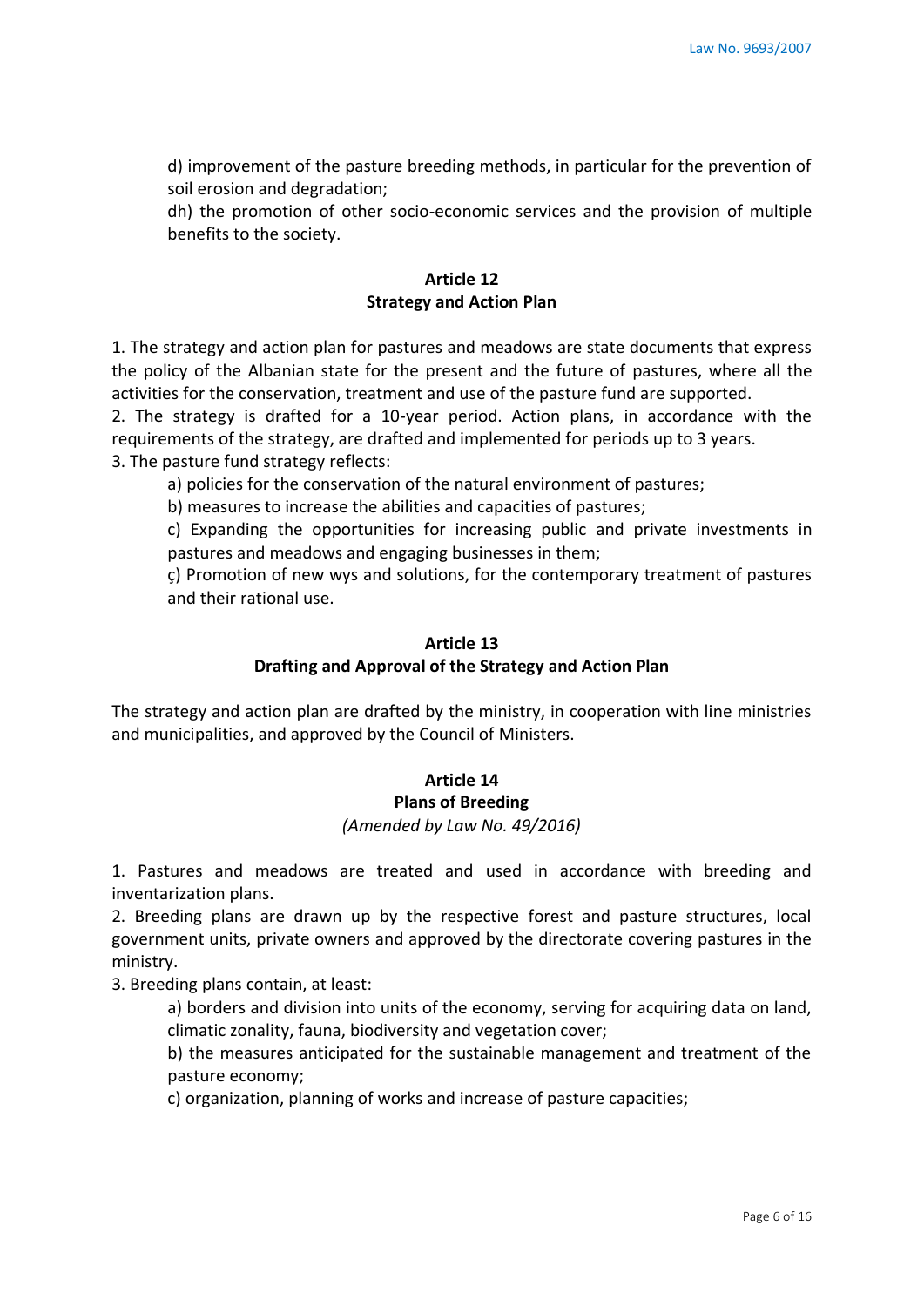d) improvement of the pasture breeding methods, in particular for the prevention of soil erosion and degradation;

dh) the promotion of other socio-economic services and the provision of multiple benefits to the society.

### Article 12
### Strategy and Action Plan

1. The strategy and action plan for pastures and meadows are state documents that express the policy of the Albanian state for the present and the future of pastures, where all the activities for the conservation, treatment and use of the pasture fund are supported.
2. The strategy is drafted for a 10-year period. Action plans, in accordance with the requirements of the strategy, are drafted and implemented for periods up to 3 years.
3. The pasture fund strategy reflects:

a) policies for the conservation of the natural environment of pastures;

b) measures to increase the abilities and capacities of pastures;

c) Expanding the opportunities for increasing public and private investments in pastures and meadows and engaging businesses in them;

ç) Promotion of new wys and solutions, for the contemporary treatment of pastures and their rational use.

### Article 13
### Drafting and Approval of the Strategy and Action Plan

The strategy and action plan are drafted by the ministry, in cooperation with line ministries and municipalities, and approved by the Council of Ministers.

### Article 14
### Plans of Breeding
*(Amended by Law No. 49/2016)*

1. Pastures and meadows are treated and used in accordance with breeding and inventarization plans.
2. Breeding plans are drawn up by the respective forest and pasture structures, local government units, private owners and approved by the directorate covering pastures in the ministry.
3. Breeding plans contain, at least:

a) borders and division into units of the economy, serving for acquiring data on land, climatic zonality, fauna, biodiversity and vegetation cover;

b) the measures anticipated for the sustainable management and treatment of the pasture economy;

c) organization, planning of works and increase of pasture capacities;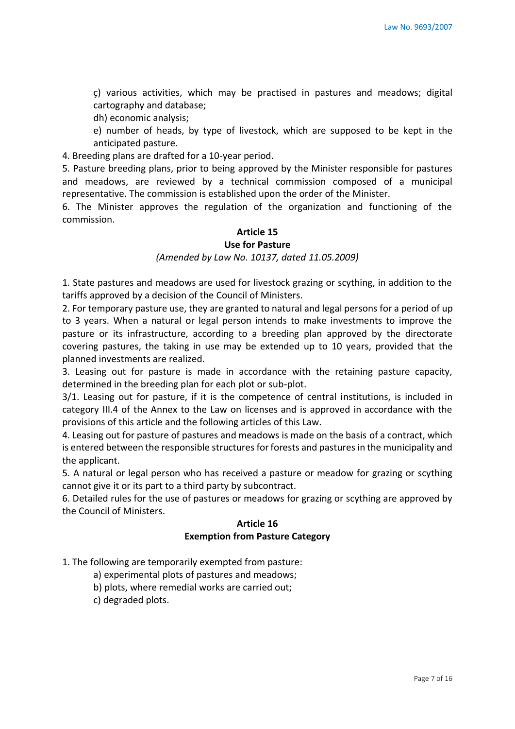ç) various activities, which may be practised in pastures and meadows; digital cartography and database;

dh) economic analysis;

e) number of heads, by type of livestock, which are supposed to be kept in the anticipated pasture.

4. Breeding plans are drafted for a 10-year period.

5. Pasture breeding plans, prior to being approved by the Minister responsible for pastures and meadows, are reviewed by a technical commission composed of a municipal representative. The commission is established upon the order of the Minister.

6. The Minister approves the regulation of the organization and functioning of the commission.

### Article 15
### Use for Pasture

*(Amended by Law No. 10137, dated 11.05.2009)*

1. State pastures and meadows are used for livestock grazing or scything, in addition to the tariffs approved by a decision of the Council of Ministers.

2. For temporary pasture use, they are granted to natural and legal persons for a period of up to 3 years. When a natural or legal person intends to make investments to improve the pasture or its infrastructure, according to a breeding plan approved by the directorate covering pastures, the taking in use may be extended up to 10 years, provided that the planned investments are realized.

3. Leasing out for pasture is made in accordance with the retaining pasture capacity, determined in the breeding plan for each plot or sub-plot.

3/1. Leasing out for pasture, if it is the competence of central institutions, is included in category III.4 of the Annex to the Law on licenses and is approved in accordance with the provisions of this article and the following articles of this Law.

4. Leasing out for pasture of pastures and meadows is made on the basis of a contract, which is entered between the responsible structures for forests and pastures in the municipality and the applicant.

5. A natural or legal person who has received a pasture or meadow for grazing or scything cannot give it or its part to a third party by subcontract.

6. Detailed rules for the use of pastures or meadows for grazing or scything are approved by the Council of Ministers.

### Article 16
### Exemption from Pasture Category

1. The following are temporarily exempted from pasture:

a) experimental plots of pastures and meadows;

b) plots, where remedial works are carried out;

c) degraded plots.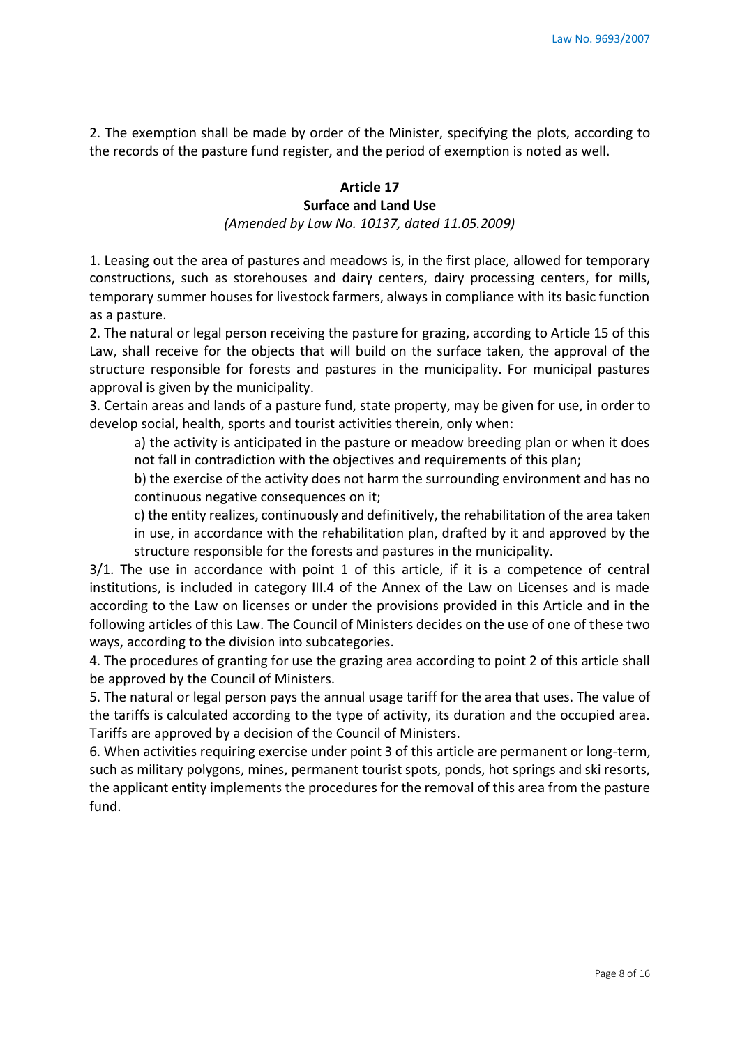2. The exemption shall be made by order of the Minister, specifying the plots, according to the records of the pasture fund register, and the period of exemption is noted as well.

### Article 17
### Surface and Land Use
*(Amended by Law No. 10137, dated 11.05.2009)*

1. Leasing out the area of pastures and meadows is, in the first place, allowed for temporary constructions, such as storehouses and dairy centers, dairy processing centers, for mills, temporary summer houses for livestock farmers, always in compliance with its basic function as a pasture.

2. The natural or legal person receiving the pasture for grazing, according to Article 15 of this Law, shall receive for the objects that will build on the surface taken, the approval of the structure responsible for forests and pastures in the municipality. For municipal pastures approval is given by the municipality.

3. Certain areas and lands of a pasture fund, state property, may be given for use, in order to develop social, health, sports and tourist activities therein, only when:

   a) the activity is anticipated in the pasture or meadow breeding plan or when it does not fall in contradiction with the objectives and requirements of this plan;

   b) the exercise of the activity does not harm the surrounding environment and has no continuous negative consequences on it;

   c) the entity realizes, continuously and definitively, the rehabilitation of the area taken in use, in accordance with the rehabilitation plan, drafted by it and approved by the structure responsible for the forests and pastures in the municipality.

3/1. The use in accordance with point 1 of this article, if it is a competence of central institutions, is included in category III.4 of the Annex of the Law on Licenses and is made according to the Law on licenses or under the provisions provided in this Article and in the following articles of this Law. The Council of Ministers decides on the use of one of these two ways, according to the division into subcategories.

4. The procedures of granting for use the grazing area according to point 2 of this article shall be approved by the Council of Ministers.

5. The natural or legal person pays the annual usage tariff for the area that uses. The value of the tariffs is calculated according to the type of activity, its duration and the occupied area. Tariffs are approved by a decision of the Council of Ministers.

6. When activities requiring exercise under point 3 of this article are permanent or long-term, such as military polygons, mines, permanent tourist spots, ponds, hot springs and ski resorts, the applicant entity implements the procedures for the removal of this area from the pasture fund.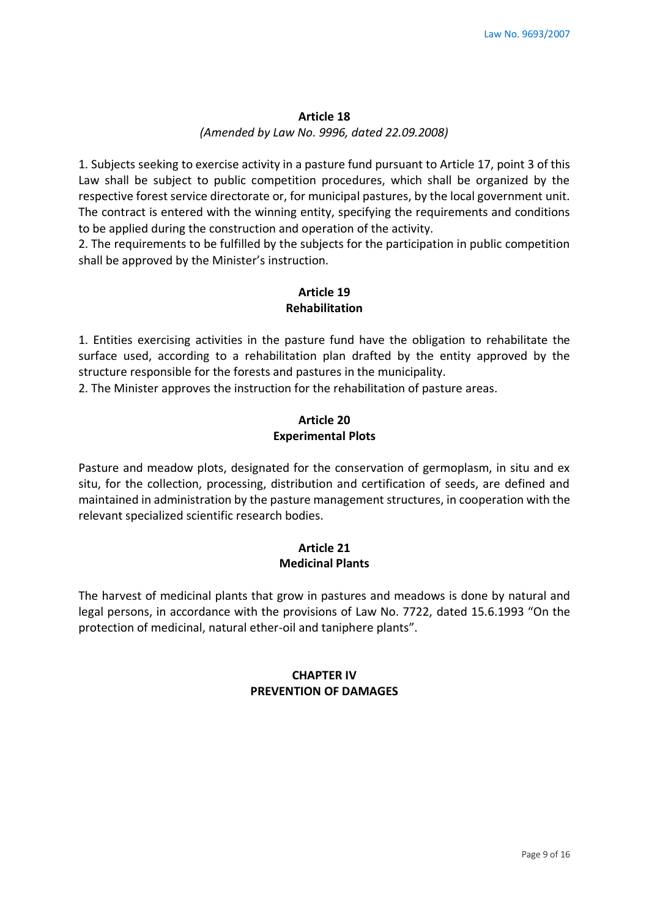### Article 18

*(Amended by Law No. 9996, dated 22.09.2008)*

1. Subjects seeking to exercise activity in a pasture fund pursuant to Article 17, point 3 of this Law shall be subject to public competition procedures, which shall be organized by the respective forest service directorate or, for municipal pastures, by the local government unit. The contract is entered with the winning entity, specifying the requirements and conditions to be applied during the construction and operation of the activity.
2. The requirements to be fulfilled by the subjects for the participation in public competition shall be approved by the Minister's instruction.

### Article 19
### Rehabilitation

1. Entities exercising activities in the pasture fund have the obligation to rehabilitate the surface used, according to a rehabilitation plan drafted by the entity approved by the structure responsible for the forests and pastures in the municipality.
2. The Minister approves the instruction for the rehabilitation of pasture areas.

### Article 20
### Experimental Plots

Pasture and meadow plots, designated for the conservation of germoplasm, in situ and ex situ, for the collection, processing, distribution and certification of seeds, are defined and maintained in administration by the pasture management structures, in cooperation with the relevant specialized scientific research bodies.

### Article 21
### Medicinal Plants

The harvest of medicinal plants that grow in pastures and meadows is done by natural and legal persons, in accordance with the provisions of Law No. 7722, dated 15.6.1993 "On the protection of medicinal, natural ether-oil and taniphere plants".

## CHAPTER IV
## PREVENTION OF DAMAGES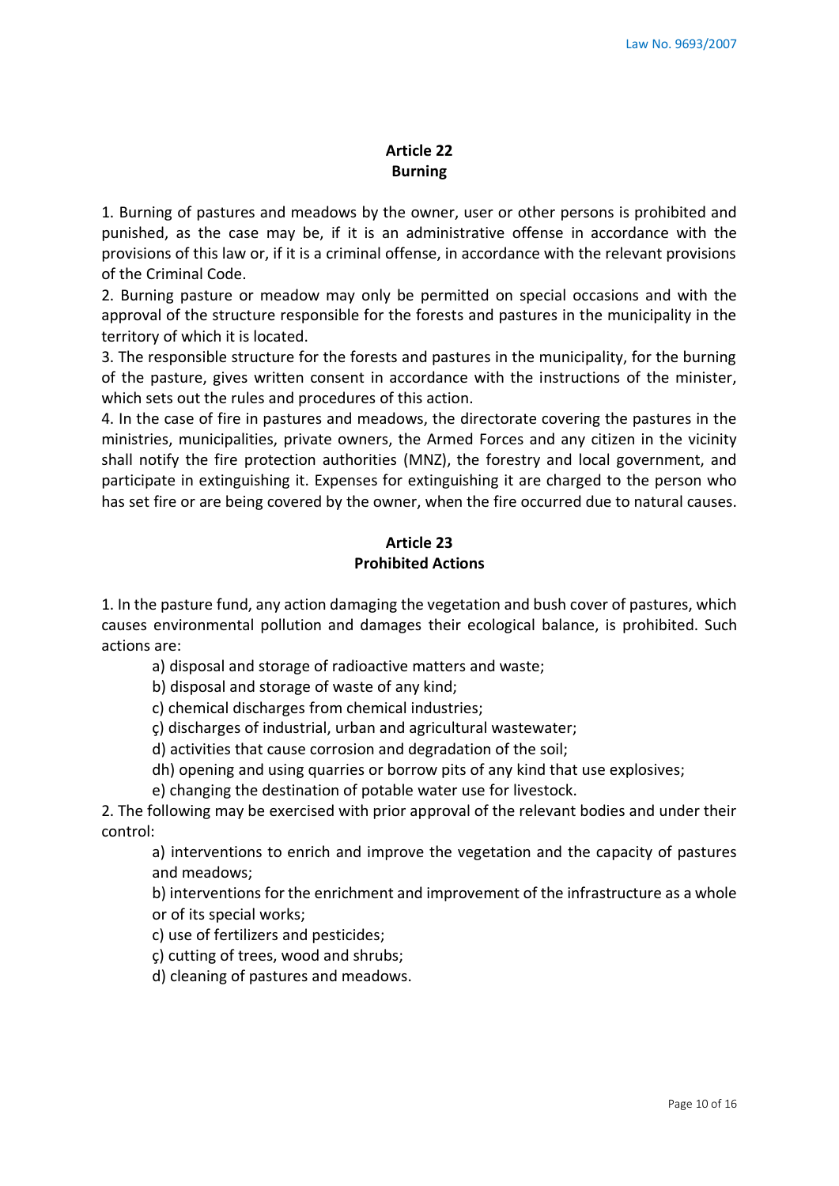## Article 22
## Burning

1. Burning of pastures and meadows by the owner, user or other persons is prohibited and punished, as the case may be, if it is an administrative offense in accordance with the provisions of this law or, if it is a criminal offense, in accordance with the relevant provisions of the Criminal Code.
2. Burning pasture or meadow may only be permitted on special occasions and with the approval of the structure responsible for the forests and pastures in the municipality in the territory of which it is located.
3. The responsible structure for the forests and pastures in the municipality, for the burning of the pasture, gives written consent in accordance with the instructions of the minister, which sets out the rules and procedures of this action.
4. In the case of fire in pastures and meadows, the directorate covering the pastures in the ministries, municipalities, private owners, the Armed Forces and any citizen in the vicinity shall notify the fire protection authorities (MNZ), the forestry and local government, and participate in extinguishing it. Expenses for extinguishing it are charged to the person who has set fire or are being covered by the owner, when the fire occurred due to natural causes.

## Article 23
## Prohibited Actions

1. In the pasture fund, any action damaging the vegetation and bush cover of pastures, which causes environmental pollution and damages their ecological balance, is prohibited. Such actions are:
   - a) disposal and storage of radioactive matters and waste;
   - b) disposal and storage of waste of any kind;
   - c) chemical discharges from chemical industries;
   - ç) discharges of industrial, urban and agricultural wastewater;
   - d) activities that cause corrosion and degradation of the soil;
   - dh) opening and using quarries or borrow pits of any kind that use explosives;
   - e) changing the destination of potable water use for livestock.
2. The following may be exercised with prior approval of the relevant bodies and under their control:
   - a) interventions to enrich and improve the vegetation and the capacity of pastures and meadows;
   - b) interventions for the enrichment and improvement of the infrastructure as a whole or of its special works;
   - c) use of fertilizers and pesticides;
   - ç) cutting of trees, wood and shrubs;
   - d) cleaning of pastures and meadows.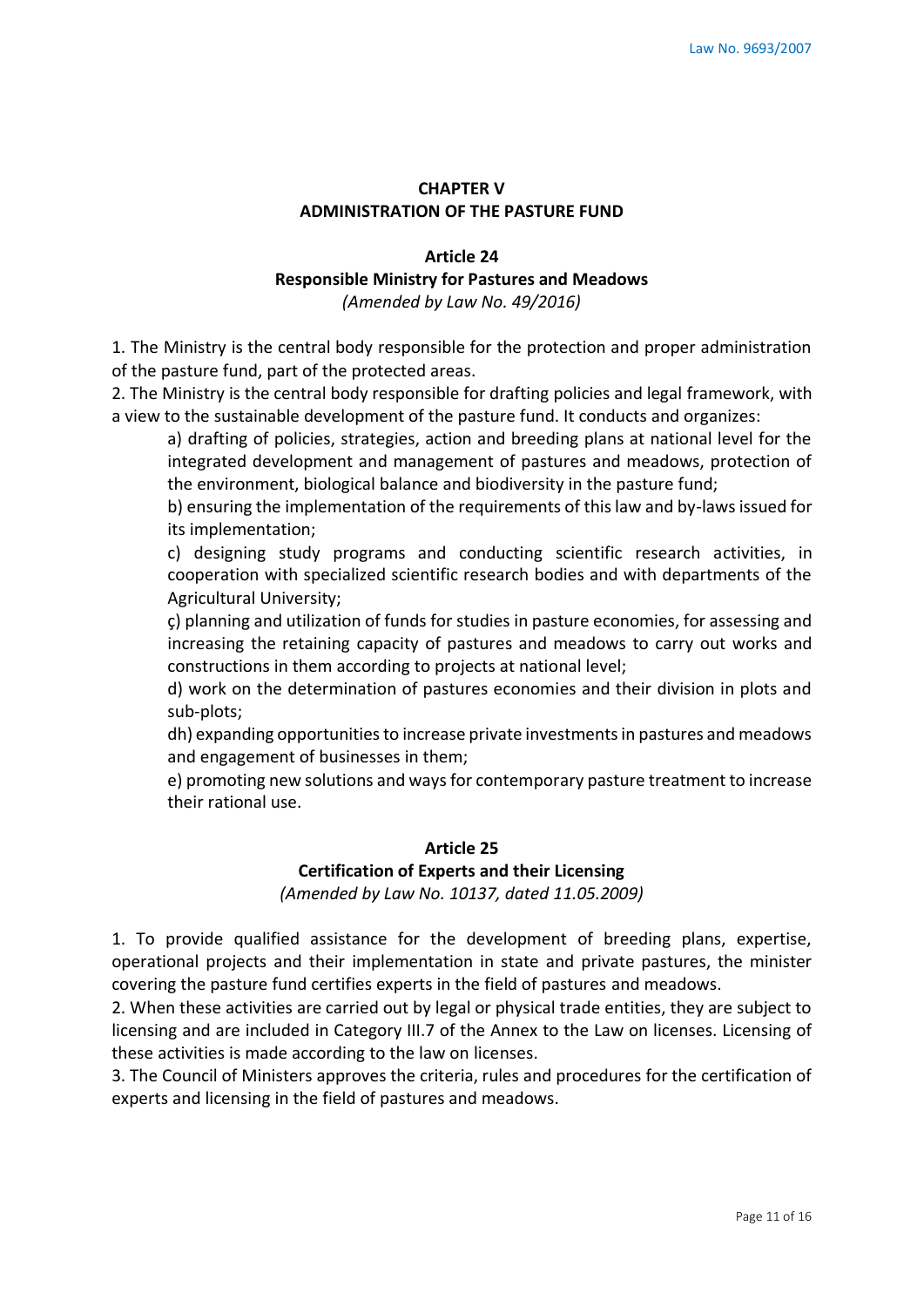## CHAPTER V
## ADMINISTRATION OF THE PASTURE FUND

### Article 24
### Responsible Ministry for Pastures and Meadows
*(Amended by Law No. 49/2016)*

1. The Ministry is the central body responsible for the protection and proper administration of the pasture fund, part of the protected areas.
2. The Ministry is the central body responsible for drafting policies and legal framework, with a view to the sustainable development of the pasture fund. It conducts and organizes:

   a) drafting of policies, strategies, action and breeding plans at national level for the integrated development and management of pastures and meadows, protection of the environment, biological balance and biodiversity in the pasture fund;

   b) ensuring the implementation of the requirements of this law and by-laws issued for its implementation;

   c) designing study programs and conducting scientific research activities, in cooperation with specialized scientific research bodies and with departments of the Agricultural University;

   ç) planning and utilization of funds for studies in pasture economies, for assessing and increasing the retaining capacity of pastures and meadows to carry out works and constructions in them according to projects at national level;

   d) work on the determination of pastures economies and their division in plots and sub-plots;

   dh) expanding opportunities to increase private investments in pastures and meadows and engagement of businesses in them;

   e) promoting new solutions and ways for contemporary pasture treatment to increase their rational use.

### Article 25
### Certification of Experts and their Licensing
*(Amended by Law No. 10137, dated 11.05.2009)*

1. To provide qualified assistance for the development of breeding plans, expertise, operational projects and their implementation in state and private pastures, the minister covering the pasture fund certifies experts in the field of pastures and meadows.
2. When these activities are carried out by legal or physical trade entities, they are subject to licensing and are included in Category III.7 of the Annex to the Law on licenses. Licensing of these activities is made according to the law on licenses.
3. The Council of Ministers approves the criteria, rules and procedures for the certification of experts and licensing in the field of pastures and meadows.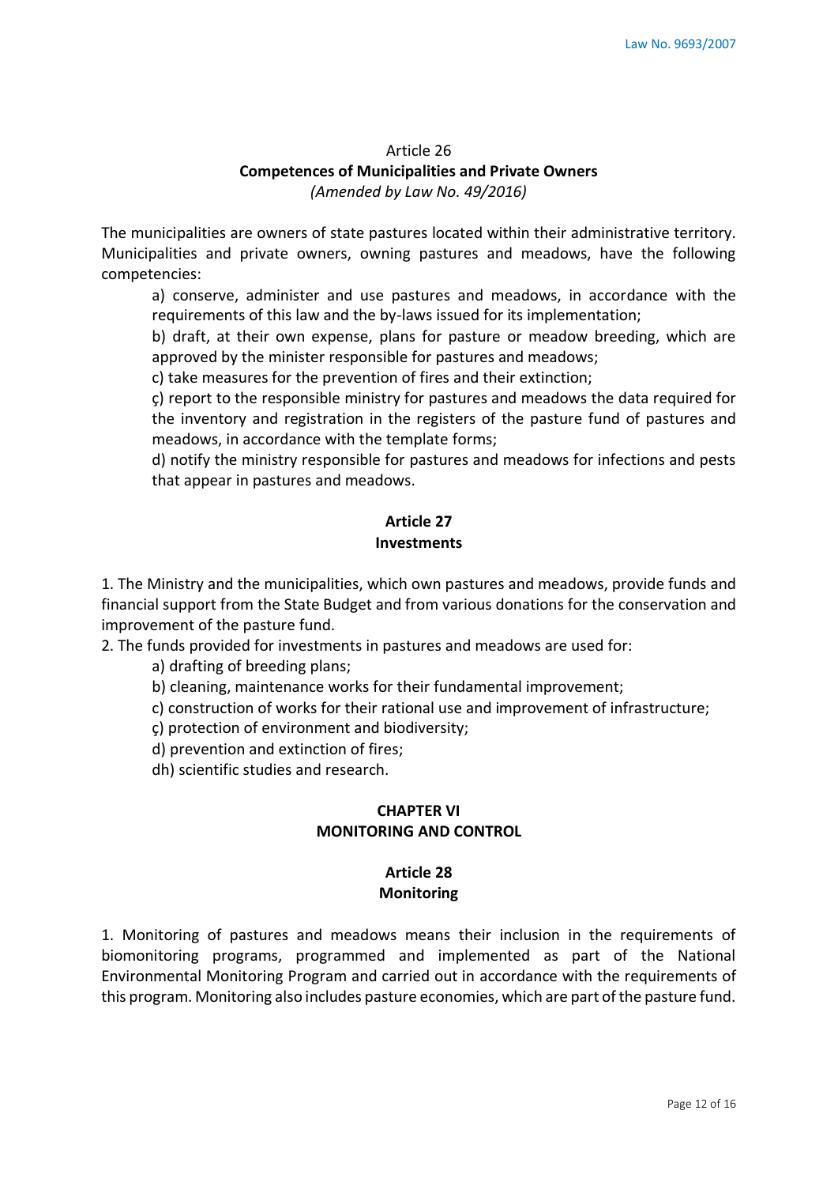## Article 26

**Competences of Municipalities and Private Owners**

*(Amended by Law No. 49/2016)*

The municipalities are owners of state pastures located within their administrative territory. Municipalities and private owners, owning pastures and meadows, have the following competencies:

a) conserve, administer and use pastures and meadows, in accordance with the requirements of this law and the by-laws issued for its implementation;

b) draft, at their own expense, plans for pasture or meadow breeding, which are approved by the minister responsible for pastures and meadows;

c) take measures for the prevention of fires and their extinction;

ç) report to the responsible ministry for pastures and meadows the data required for the inventory and registration in the registers of the pasture fund of pastures and meadows, in accordance with the template forms;

d) notify the ministry responsible for pastures and meadows for infections and pests that appear in pastures and meadows.

## Article 27

**Investments**

1. The Ministry and the municipalities, which own pastures and meadows, provide funds and financial support from the State Budget and from various donations for the conservation and improvement of the pasture fund.

2. The funds provided for investments in pastures and meadows are used for:

    a) drafting of breeding plans;

    b) cleaning, maintenance works for their fundamental improvement;

    c) construction of works for their rational use and improvement of infrastructure;

    ç) protection of environment and biodiversity;

    d) prevention and extinction of fires;

    dh) scientific studies and research.

# CHAPTER VI
# MONITORING AND CONTROL

## Article 28

**Monitoring**

1. Monitoring of pastures and meadows means their inclusion in the requirements of biomonitoring programs, programmed and implemented as part of the National Environmental Monitoring Program and carried out in accordance with the requirements of this program. Monitoring also includes pasture economies, which are part of the pasture fund.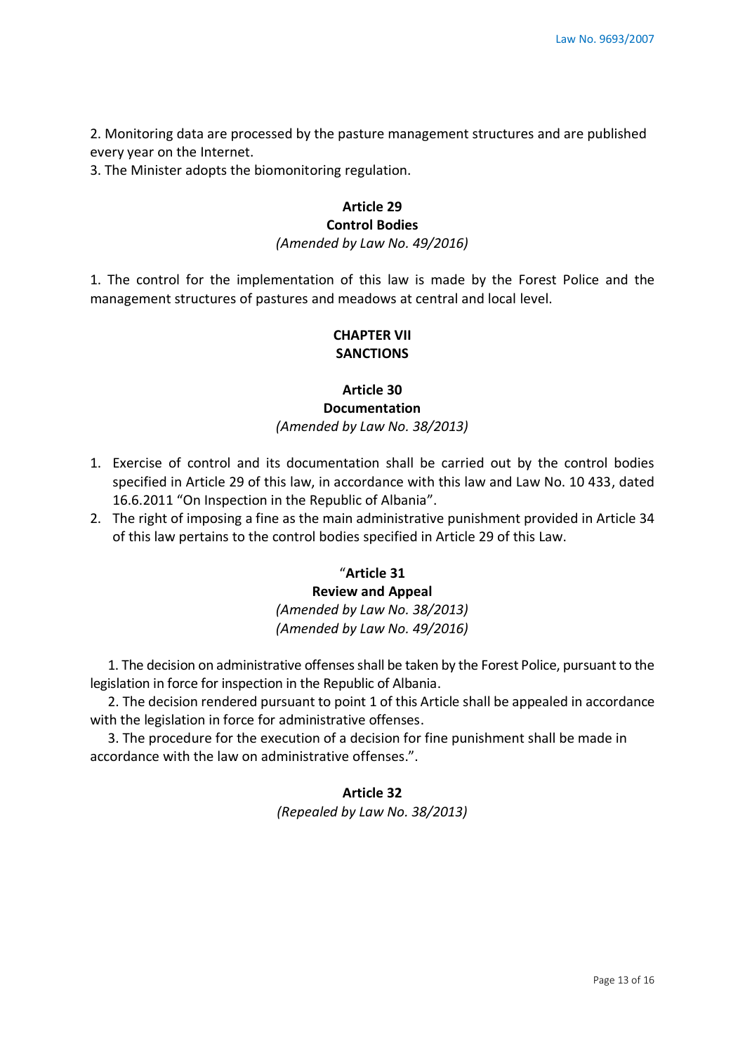2. Monitoring data are processed by the pasture management structures and are published every year on the Internet.
3. The Minister adopts the biomonitoring regulation.

### Article 29
### Control Bodies
*(Amended by Law No. 49/2016)*

1. The control for the implementation of this law is made by the Forest Police and the management structures of pastures and meadows at central and local level.

## CHAPTER VII
## SANCTIONS

### Article 30
### Documentation
*(Amended by Law No. 38/2013)*

1. Exercise of control and its documentation shall be carried out by the control bodies specified in Article 29 of this law, in accordance with this law and Law No. 10 433, dated 16.6.2011 "On Inspection in the Republic of Albania".
2. The right of imposing a fine as the main administrative punishment provided in Article 34 of this law pertains to the control bodies specified in Article 29 of this Law.

### "Article 31
### Review and Appeal
*(Amended by Law No. 38/2013)*
*(Amended by Law No. 49/2016)*

1. The decision on administrative offenses shall be taken by the Forest Police, pursuant to the legislation in force for inspection in the Republic of Albania.

2. The decision rendered pursuant to point 1 of this Article shall be appealed in accordance with the legislation in force for administrative offenses.

3. The procedure for the execution of a decision for fine punishment shall be made in accordance with the law on administrative offenses.".

### Article 32
*(Repealed by Law No. 38/2013)*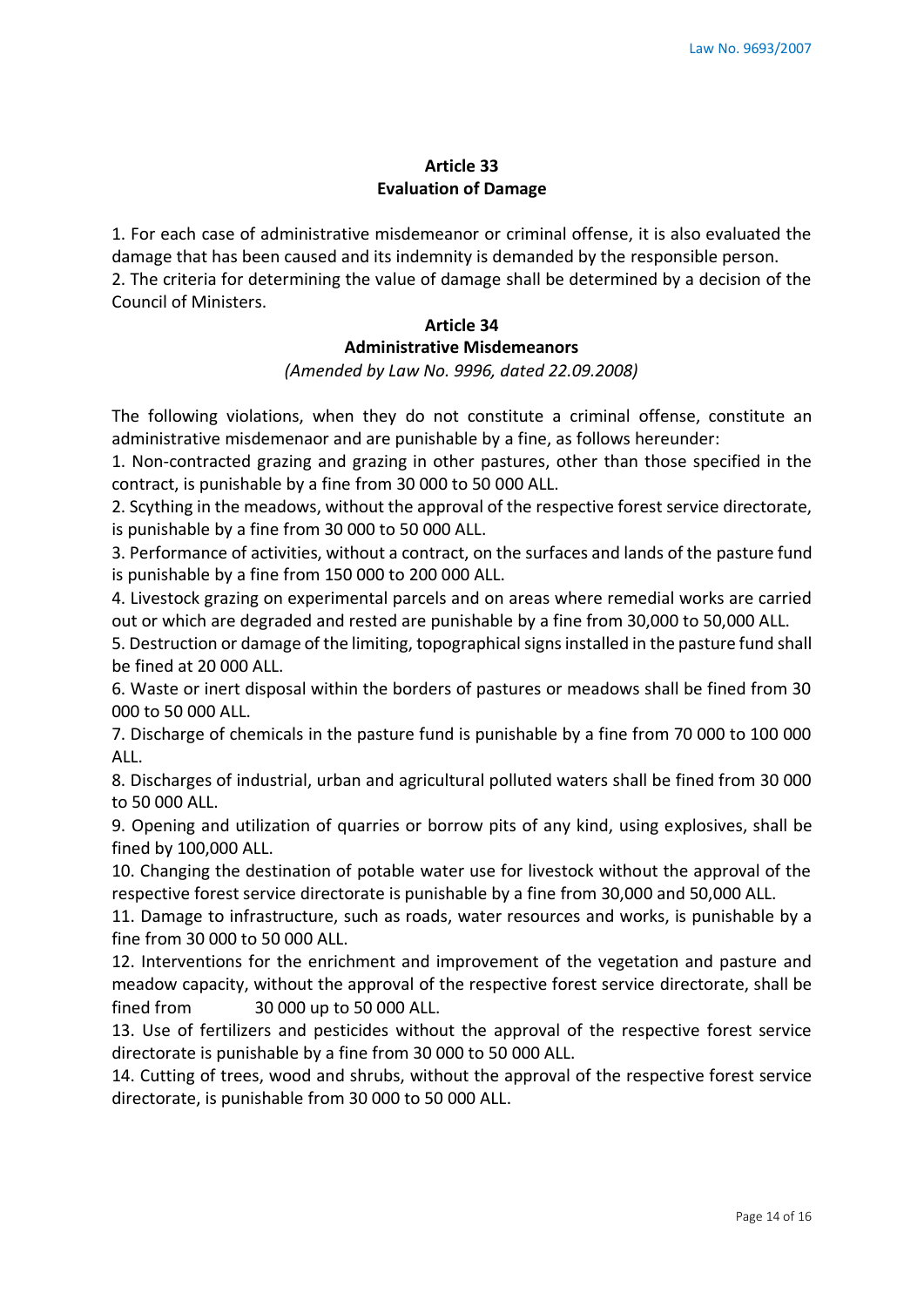## Article 33
## Evaluation of Damage

1. For each case of administrative misdemeanor or criminal offense, it is also evaluated the damage that has been caused and its indemnity is demanded by the responsible person.
2. The criteria for determining the value of damage shall be determined by a decision of the Council of Ministers.

## Article 34
## Administrative Misdemeanors

*(Amended by Law No. 9996, dated 22.09.2008)*

The following violations, when they do not constitute a criminal offense, constitute an administrative misdemenaor and are punishable by a fine, as follows hereunder:

1. Non-contracted grazing and grazing in other pastures, other than those specified in the contract, is punishable by a fine from 30 000 to 50 000 ALL.
2. Scything in the meadows, without the approval of the respective forest service directorate, is punishable by a fine from 30 000 to 50 000 ALL.
3. Performance of activities, without a contract, on the surfaces and lands of the pasture fund is punishable by a fine from 150 000 to 200 000 ALL.
4. Livestock grazing on experimental parcels and on areas where remedial works are carried out or which are degraded and rested are punishable by a fine from 30,000 to 50,000 ALL.
5. Destruction or damage of the limiting, topographical signs installed in the pasture fund shall be fined at 20 000 ALL.
6. Waste or inert disposal within the borders of pastures or meadows shall be fined from 30 000 to 50 000 ALL.
7. Discharge of chemicals in the pasture fund is punishable by a fine from 70 000 to 100 000 ALL.
8. Discharges of industrial, urban and agricultural polluted waters shall be fined from 30 000 to 50 000 ALL.
9. Opening and utilization of quarries or borrow pits of any kind, using explosives, shall be fined by 100,000 ALL.
10. Changing the destination of potable water use for livestock without the approval of the respective forest service directorate is punishable by a fine from 30,000 and 50,000 ALL.
11. Damage to infrastructure, such as roads, water resources and works, is punishable by a fine from 30 000 to 50 000 ALL.
12. Interventions for the enrichment and improvement of the vegetation and pasture and meadow capacity, without the approval of the respective forest service directorate, shall be fined from 30 000 up to 50 000 ALL.
13. Use of fertilizers and pesticides without the approval of the respective forest service directorate is punishable by a fine from 30 000 to 50 000 ALL.
14. Cutting of trees, wood and shrubs, without the approval of the respective forest service directorate, is punishable from 30 000 to 50 000 ALL.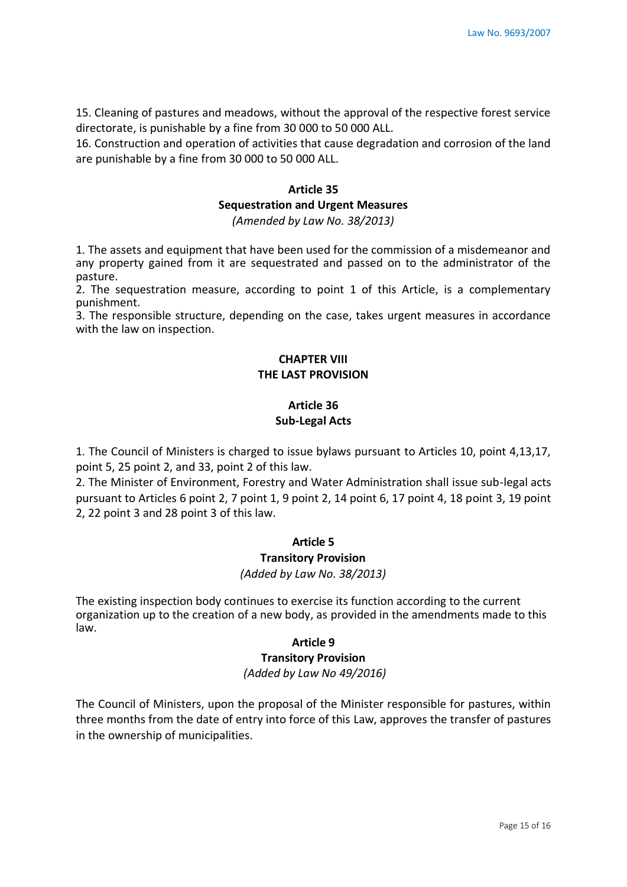15. Cleaning of pastures and meadows, without the approval of the respective forest service directorate, is punishable by a fine from 30 000 to 50 000 ALL.

16. Construction and operation of activities that cause degradation and corrosion of the land are punishable by a fine from 30 000 to 50 000 ALL.

### Article 35
### Sequestration and Urgent Measures

*(Amended by Law No. 38/2013)*

1. The assets and equipment that have been used for the commission of a misdemeanor and any property gained from it are sequestrated and passed on to the administrator of the pasture.
2. The sequestration measure, according to point 1 of this Article, is a complementary punishment.
3. The responsible structure, depending on the case, takes urgent measures in accordance with the law on inspection.

## CHAPTER VIII
## THE LAST PROVISION

### Article 36
### Sub-Legal Acts

1. The Council of Ministers is charged to issue bylaws pursuant to Articles 10, point 4,13,17, point 5, 25 point 2, and 33, point 2 of this law.
2. The Minister of Environment, Forestry and Water Administration shall issue sub-legal acts pursuant to Articles 6 point 2, 7 point 1, 9 point 2, 14 point 6, 17 point 4, 18 point 3, 19 point 2, 22 point 3 and 28 point 3 of this law.

### Article 5
### Transitory Provision

*(Added by Law No. 38/2013)*

The existing inspection body continues to exercise its function according to the current organization up to the creation of a new body, as provided in the amendments made to this law.

### Article 9
### Transitory Provision

*(Added by Law No 49/2016)*

The Council of Ministers, upon the proposal of the Minister responsible for pastures, within three months from the date of entry into force of this Law, approves the transfer of pastures in the ownership of municipalities.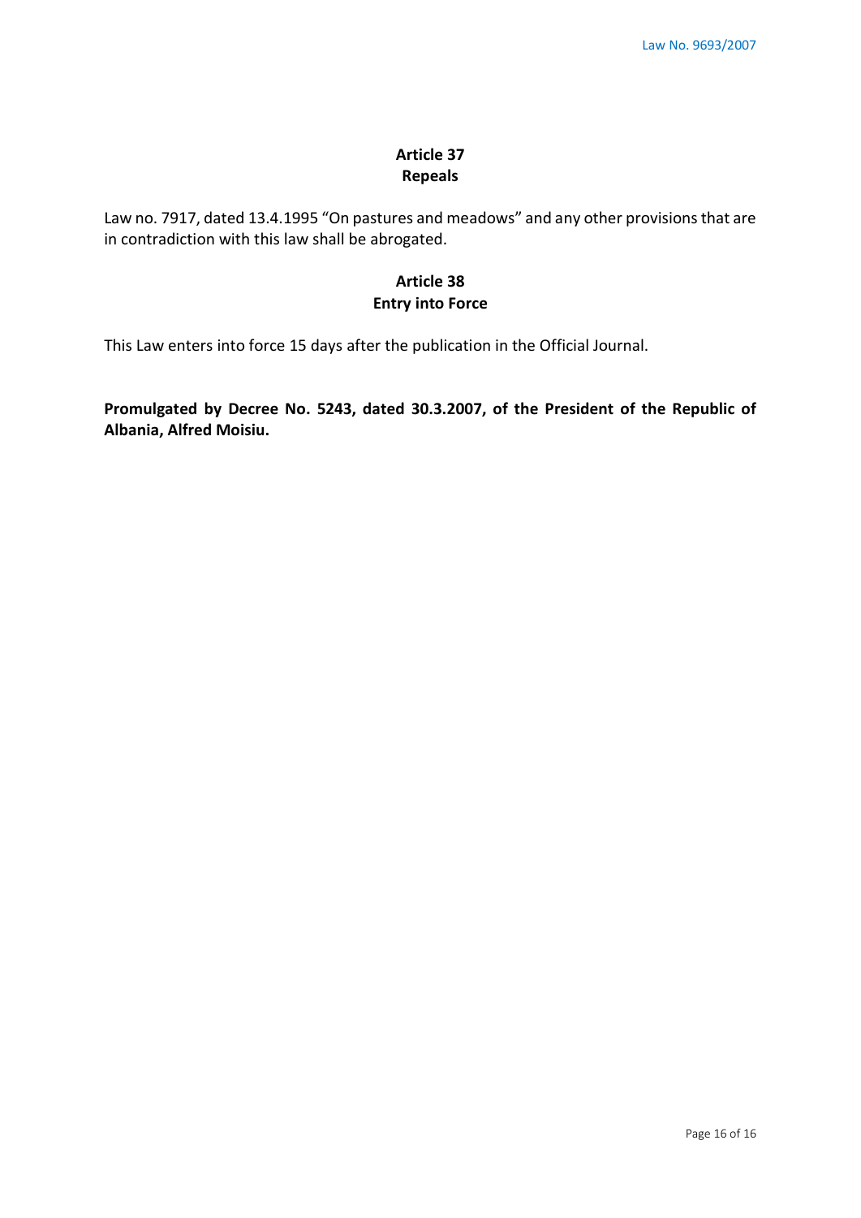## Article 37
## Repeals

Law no. 7917, dated 13.4.1995 “On pastures and meadows” and any other provisions that are in contradiction with this law shall be abrogated.

## Article 38
## Entry into Force

This Law enters into force 15 days after the publication in the Official Journal.

**Promulgated by Decree No. 5243, dated 30.3.2007, of the President of the Republic of Albania, Alfred Moisiu.**